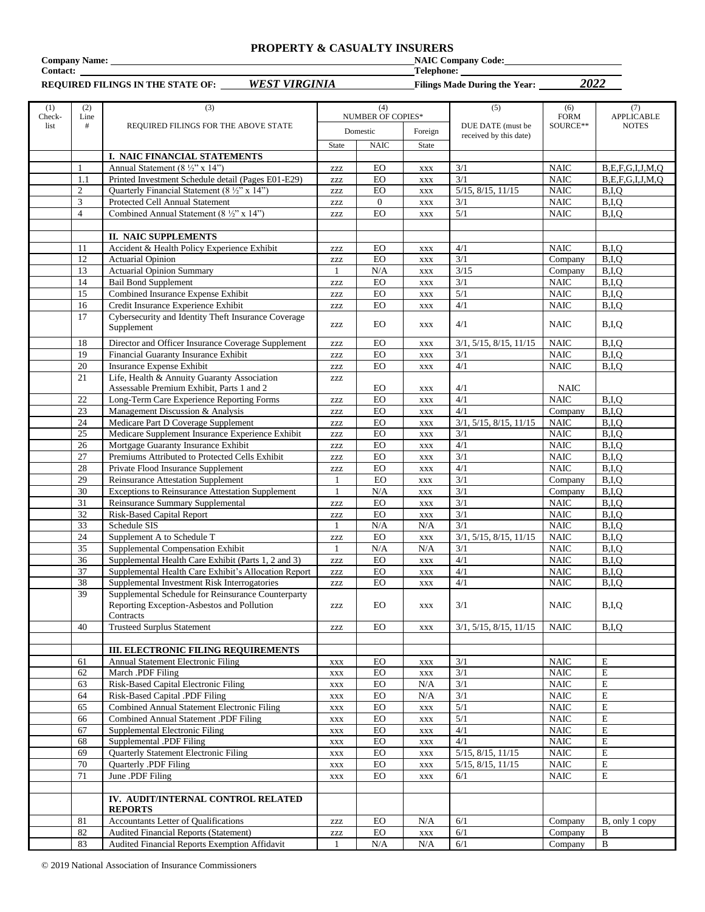# PROPERTY & CASUALTY INSURERS

**Company Name:** ______________________ **NAIC Company Code:** ______________________

**Contact:** ______________________ **Telephone:** ______________________

**REQUIRED FILINGS IN THE STATE OF:** ***WEST VIRGINIA*** **Filings Made During the Year:** ***2022***

| (1) Check-list | (2) Line # | (3) REQUIRED FILINGS FOR THE ABOVE STATE | (4) NUMBER OF COPIES* | | | (5) DUE DATE (must be received by this date) | (6) FORM SOURCE** | (7) APPLICABLE NOTES |
|---|---|---|---|---|---|---|---|---|
| | | | Domestic | | Foreign | | | |
| | | | State | NAIC | State | | | |
| | | **I. NAIC FINANCIAL STATEMENTS** | | | | | | |
| | 1 | Annual Statement (8 ½" x 14") | zzz | EO | xxx | 3/1 | NAIC | B,E,F,G,I,J,M,Q |
| | 1.1 | Printed Investment Schedule detail (Pages E01-E29) | zzz | EO | xxx | 3/1 | NAIC | B,E,F,G,I,J,M,Q |
| | 2 | Quarterly Financial Statement (8 ½" x 14") | zzz | EO | xxx | 5/15, 8/15, 11/15 | NAIC | B,I,Q |
| | 3 | Protected Cell Annual Statement | zzz | 0 | xxx | 3/1 | NAIC | B,I,Q |
| | 4 | Combined Annual Statement (8 ½" x 14") | zzz | EO | xxx | 5/1 | NAIC | B,I,Q |
| | | | | | | | | |
| | | **II. NAIC SUPPLEMENTS** | | | | | | |
| | 11 | Accident & Health Policy Experience Exhibit | zzz | EO | xxx | 4/1 | NAIC | B,I,Q |
| | 12 | Actuarial Opinion | zzz | EO | xxx | 3/1 | Company | B,I,Q |
| | 13 | Actuarial Opinion Summary | 1 | N/A | xxx | 3/15 | Company | B,I,Q |
| | 14 | Bail Bond Supplement | zzz | EO | xxx | 3/1 | NAIC | B,I,Q |
| | 15 | Combined Insurance Expense Exhibit | zzz | EO | xxx | 5/1 | NAIC | B,I,Q |
| | 16 | Credit Insurance Experience Exhibit | zzz | EO | xxx | 4/1 | NAIC | B,I,Q |
| | 17 | Cybersecurity and Identity Theft Insurance Coverage Supplement | zzz | EO | xxx | 4/1 | NAIC | B,I,Q |
| | 18 | Director and Officer Insurance Coverage Supplement | zzz | EO | xxx | 3/1, 5/15, 8/15, 11/15 | NAIC | B,I,Q |
| | 19 | Financial Guaranty Insurance Exhibit | zzz | EO | xxx | 3/1 | NAIC | B,I,Q |
| | 20 | Insurance Expense Exhibit | zzz | EO | xxx | 4/1 | NAIC | B,I,Q |
| | 21 | Life, Health & Annuity Guaranty Association Assessable Premium Exhibit, Parts 1 and 2 | zzz | EO | xxx | 4/1 | NAIC | |
| | 22 | Long-Term Care Experience Reporting Forms | zzz | EO | xxx | 4/1 | NAIC | B,I,Q |
| | 23 | Management Discussion & Analysis | zzz | EO | xxx | 4/1 | Company | B,I,Q |
| | 24 | Medicare Part D Coverage Supplement | zzz | EO | xxx | 3/1, 5/15, 8/15, 11/15 | NAIC | B,I,Q |
| | 25 | Medicare Supplement Insurance Experience Exhibit | zzz | EO | xxx | 3/1 | NAIC | B,I,Q |
| | 26 | Mortgage Guaranty Insurance Exhibit | zzz | EO | xxx | 4/1 | NAIC | B,I,Q |
| | 27 | Premiums Attributed to Protected Cells Exhibit | zzz | EO | xxx | 3/1 | NAIC | B,I,Q |
| | 28 | Private Flood Insurance Supplement | zzz | EO | xxx | 4/1 | NAIC | B,I,Q |
| | 29 | Reinsurance Attestation Supplement | 1 | EO | xxx | 3/1 | Company | B,I,Q |
| | 30 | Exceptions to Reinsurance Attestation Supplement | 1 | N/A | xxx | 3/1 | Company | B,I,Q |
| | 31 | Reinsurance Summary Supplemental | zzz | EO | xxx | 3/1 | NAIC | B,I,Q |
| | 32 | Risk-Based Capital Report | zzz | EO | xxx | 3/1 | NAIC | B,I,Q |
| | 33 | Schedule SIS | 1 | N/A | N/A | 3/1 | NAIC | B,I,Q |
| | 24 | Supplement A to Schedule T | zzz | EO | xxx | 3/1, 5/15, 8/15, 11/15 | NAIC | B,I,Q |
| | 35 | Supplemental Compensation Exhibit | 1 | N/A | N/A | 3/1 | NAIC | B,I,Q |
| | 36 | Supplemental Health Care Exhibit (Parts 1, 2 and 3) | zzz | EO | xxx | 4/1 | NAIC | B,I,Q |
| | 37 | Supplemental Health Care Exhibit's Allocation Report | zzz | EO | xxx | 4/1 | NAIC | B,I,Q |
| | 38 | Supplemental Investment Risk Interrogatories | zzz | EO | xxx | 4/1 | NAIC | B,I,Q |
| | 39 | Supplemental Schedule for Reinsurance Counterparty Reporting Exception-Asbestos and Pollution Contracts | zzz | EO | xxx | 3/1 | NAIC | B,I,Q |
| | 40 | Trusteed Surplus Statement | zzz | EO | xxx | 3/1, 5/15, 8/15, 11/15 | NAIC | B,I,Q |
| | | | | | | | | |
| | | **III. ELECTRONIC FILING REQUIREMENTS** | | | | | | |
| | 61 | Annual Statement Electronic Filing | xxx | EO | xxx | 3/1 | NAIC | E |
| | 62 | March .PDF Filing | xxx | EO | xxx | 3/1 | NAIC | E |
| | 63 | Risk-Based Capital Electronic Filing | xxx | EO | N/A | 3/1 | NAIC | E |
| | 64 | Risk-Based Capital .PDF Filing | xxx | EO | N/A | 3/1 | NAIC | E |
| | 65 | Combined Annual Statement Electronic Filing | xxx | EO | xxx | 5/1 | NAIC | E |
| | 66 | Combined Annual Statement .PDF Filing | xxx | EO | xxx | 5/1 | NAIC | E |
| | 67 | Supplemental Electronic Filing | xxx | EO | xxx | 4/1 | NAIC | E |
| | 68 | Supplemental .PDF Filing | xxx | EO | xxx | 4/1 | NAIC | E |
| | 69 | Quarterly Statement Electronic Filing | xxx | EO | xxx | 5/15, 8/15, 11/15 | NAIC | E |
| | 70 | Quarterly .PDF Filing | xxx | EO | xxx | 5/15, 8/15, 11/15 | NAIC | E |
| | 71 | June .PDF Filing | xxx | EO | xxx | 6/1 | NAIC | E |
| | | | | | | | | |
| | | **IV. AUDIT/INTERNAL CONTROL RELATED REPORTS** | | | | | | |
| | 81 | Accountants Letter of Qualifications | zzz | EO | N/A | 6/1 | Company | B, only 1 copy |
| | 82 | Audited Financial Reports (Statement) | zzz | EO | xxx | 6/1 | Company | B |
| | 83 | Audited Financial Reports Exemption Affidavit | 1 | N/A | N/A | 6/1 | Company | B |

© 2019 National Association of Insurance Commissioners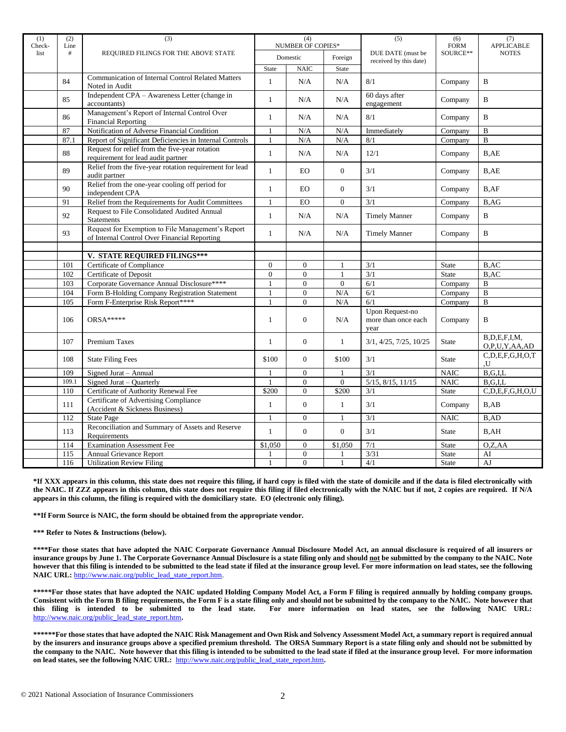| (1) Check-list | (2) Line # | (3) REQUIRED FILINGS FOR THE ABOVE STATE | (4) NUMBER OF COPIES* | | | (5) DUE DATE (must be received by this date) | (6) FORM SOURCE** | (7) APPLICABLE NOTES |
|---|---|---|---|---|---|---|---|---|
| | | | Domestic | | Foreign | | | |
| | | | State | NAIC | State | | | |
| | 84 | Communication of Internal Control Related Matters Noted in Audit | 1 | N/A | N/A | 8/1 | Company | B |
| | 85 | Independent CPA – Awareness Letter (change in accountants) | 1 | N/A | N/A | 60 days after engagement | Company | B |
| | 86 | Management's Report of Internal Control Over Financial Reporting | 1 | N/A | N/A | 8/1 | Company | B |
| | 87 | Notification of Adverse Financial Condition | 1 | N/A | N/A | Immediately | Company | B |
| | 87.1 | Report of Significant Deficiencies in Internal Controls | 1 | N/A | N/A | 8/1 | Company | B |
| | 88 | Request for relief from the five-year rotation requirement for lead audit partner | 1 | N/A | N/A | 12/1 | Company | B,AE |
| | 89 | Relief from the five-year rotation requirement for lead audit partner | 1 | EO | 0 | 3/1 | Company | B,AE |
| | 90 | Relief from the one-year cooling off period for independent CPA | 1 | EO | 0 | 3/1 | Company | B,AF |
| | 91 | Relief from the Requirements for Audit Committees | 1 | EO | 0 | 3/1 | Company | B,AG |
| | 92 | Request to File Consolidated Audited Annual Statements | 1 | N/A | N/A | Timely Manner | Company | B |
| | 93 | Request for Exemption to File Management's Report of Internal Control Over Financial Reporting | 1 | N/A | N/A | Timely Manner | Company | B |
| | | | | | | | | |
| | | **V. STATE REQUIRED FILINGS*** ** | | | | | | |
| | 101 | Certificate of Compliance | 0 | 0 | 1 | 3/1 | State | B,AC |
| | 102 | Certificate of Deposit | 0 | 0 | 1 | 3/1 | State | B,AC |
| | 103 | Corporate Governance Annual Disclosure**** | 1 | 0 | 0 | 6/1 | Company | B |
| | 104 | Form B-Holding Company Registration Statement | 1 | 0 | N/A | 6/1 | Company | B |
| | 105 | Form F-Enterprise Risk Report**** | 1 | 0 | N/A | 6/1 | Company | B |
| | 106 | ORSA***** | 1 | 0 | N/A | Upon Request-no more than once each year | Company | B |
| | 107 | Premium Taxes | 1 | 0 | 1 | 3/1, 4/25, 7/25, 10/25 | State | B,D,E,F,I,M, O,P,U,Y,AA,AD |
| | 108 | State Filing Fees | $100 | 0 | $100 | 3/1 | State | C,D,E,F,G,H,O,T ,U |
| | 109 | Signed Jurat – Annual | 1 | 0 | 1 | 3/1 | NAIC | B,G,I,L |
| | 109.1 | Signed Jurat – Quarterly | 1 | 0 | 0 | 5/15, 8/15, 11/15 | NAIC | B,G,I,L |
| | 110 | Certificate of Authority Renewal Fee | $200 | 0 | $200 | 3/1 | State | C,D,E,F,G,H,O,U |
| | 111 | Certificate of Advertising Compliance (Accident & Sickness Business) | 1 | 0 | 1 | 3/1 | Company | B,AB |
| | 112 | State Page | 1 | 0 | 1 | 3/1 | NAIC | B,AD |
| | 113 | Reconciliation and Summary of Assets and Reserve Requirements | 1 | 0 | 0 | 3/1 | State | B,AH |
| | 114 | Examination Assessment Fee | $1,050 | 0 | $1,050 | 7/1 | State | O,Z,AA |
| | 115 | Annual Grievance Report | 1 | 0 | 1 | 3/31 | State | AI |
| | 116 | Utilization Review Filing | 1 | 0 | 1 | 4/1 | State | AJ |

**\*If XXX appears in this column, this state does not require this filing, if hard copy is filed with the state of domicile and if the data is filed electronically with the NAIC. If ZZZ appears in this column, this state does not require this filing if filed electronically with the NAIC but if not, 2 copies are required. If N/A appears in this column, the filing is required with the domiciliary state. EO (electronic only filing).**

**\*\*If Form Source is NAIC, the form should be obtained from the appropriate vendor.**

**\*\*\* Refer to Notes & Instructions (below).**

**\*\*\*\*For those states that have adopted the NAIC Corporate Governance Annual Disclosure Model Act, an annual disclosure is required of all insurers or insurance groups by June 1. The Corporate Governance Annual Disclosure is a state filing only and should not be submitted by the company to the NAIC. Note however that this filing is intended to be submitted to the lead state if filed at the insurance group level. For more information on lead states, see the following NAIC URL:** http://www.naic.org/public_lead_state_report.htm.

**\*\*\*\*\*For those states that have adopted the NAIC updated Holding Company Model Act, a Form F filing is required annually by holding company groups. Consistent with the Form B filing requirements, the Form F is a state filing only and should not be submitted by the company to the NAIC. Note however that this filing is intended to be submitted to the lead state. For more information on lead states, see the following NAIC URL:** http://www.naic.org/public_lead_state_report.htm**.**

**\*\*\*\*\*\*For those states that have adopted the NAIC Risk Management and Own Risk and Solvency Assessment Model Act, a summary report is required annual by the insurers and insurance groups above a specified premium threshold. The ORSA Summary Report is a state filing only and should not be submitted by the company to the NAIC. Note however that this filing is intended to be submitted to the lead state if filed at the insurance group level. For more information on lead states, see the following NAIC URL:** http://www.naic.org/public_lead_state_report.htm**.**

© 2021 National Association of Insurance Commissioners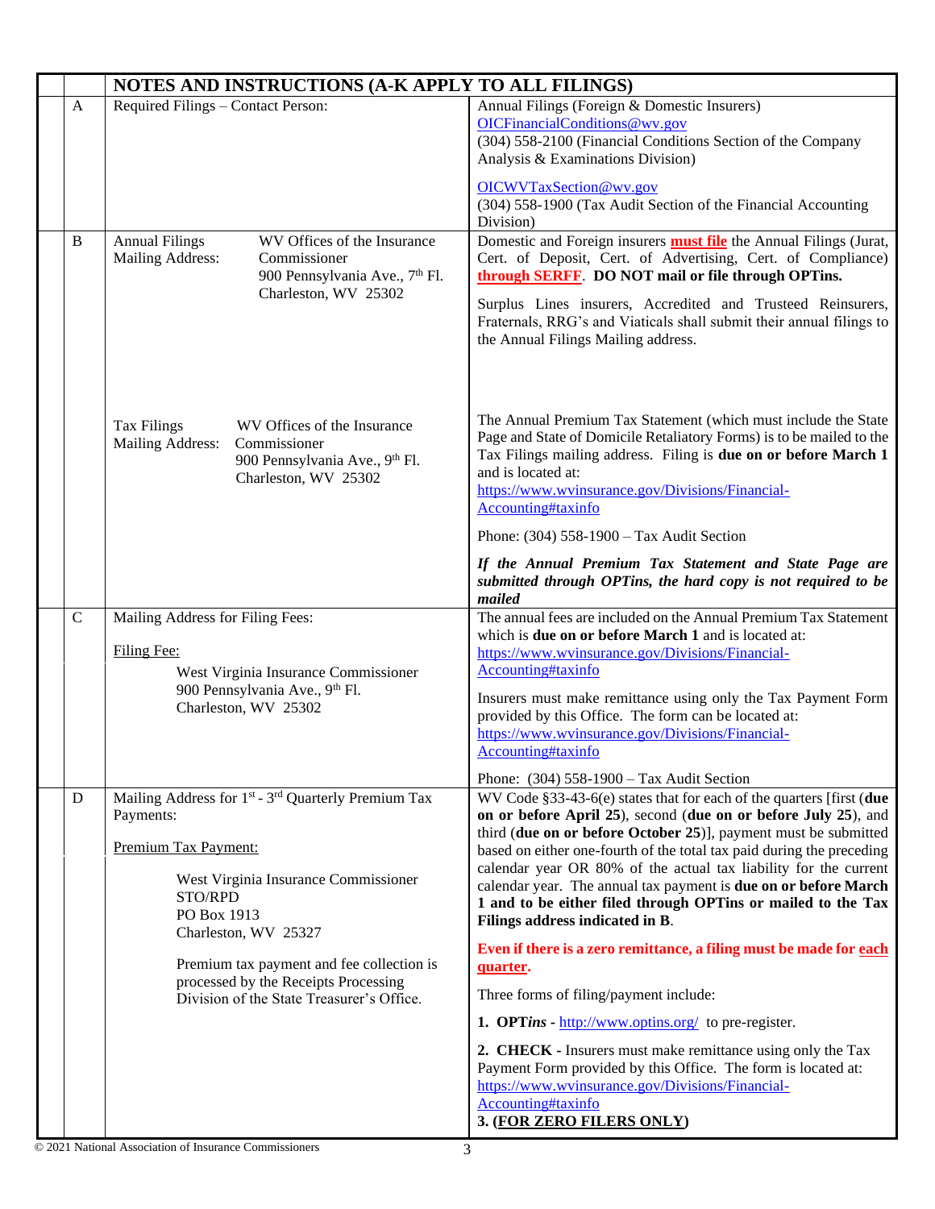| | | NOTES AND INSTRUCTIONS (A-K APPLY TO ALL FILINGS) | |
|---|---|---|---|
| | A | Required Filings – Contact Person: | Annual Filings (Foreign & Domestic Insurers)<br>OICFinancialConditions@wv.gov<br>(304) 558-2100 (Financial Conditions Section of the Company Analysis & Examinations Division)<br><br>OICWVTaxSection@wv.gov<br>(304) 558-1900 (Tax Audit Section of the Financial Accounting Division) |
| | B | Annual Filings Mailing Address: WV Offices of the Insurance Commissioner<br>900 Pennsylvania Ave., 7th Fl.<br>Charleston, WV 25302<br><br>Tax Filings Mailing Address: WV Offices of the Insurance Commissioner<br>900 Pennsylvania Ave., 9th Fl.<br>Charleston, WV 25302 | Domestic and Foreign insurers **must file** the Annual Filings (Jurat, Cert. of Deposit, Cert. of Advertising, Cert. of Compliance) **through SERFF**. **DO NOT mail or file through OPTins.**<br><br>Surplus Lines insurers, Accredited and Trusteed Reinsurers, Fraternals, RRG's and Viaticals shall submit their annual filings to the Annual Filings Mailing address.<br><br>The Annual Premium Tax Statement (which must include the State Page and State of Domicile Retaliatory Forms) is to be mailed to the Tax Filings mailing address. Filing is **due on or before March 1** and is located at:<br>https://www.wvinsurance.gov/Divisions/Financial-Accounting#taxinfo<br><br>Phone: (304) 558-1900 – Tax Audit Section<br><br>***If the Annual Premium Tax Statement and State Page are submitted through OPTins, the hard copy is not required to be mailed*** |
| | C | Mailing Address for Filing Fees:<br><br>Filing Fee:<br>West Virginia Insurance Commissioner<br>900 Pennsylvania Ave., 9th Fl.<br>Charleston, WV 25302 | The annual fees are included on the Annual Premium Tax Statement which is **due on or before March 1** and is located at:<br>https://www.wvinsurance.gov/Divisions/Financial-Accounting#taxinfo<br><br>Insurers must make remittance using only the Tax Payment Form provided by this Office. The form can be located at:<br>https://www.wvinsurance.gov/Divisions/Financial-Accounting#taxinfo<br><br>Phone: (304) 558-1900 – Tax Audit Section |
| | D | Mailing Address for 1st - 3rd Quarterly Premium Tax Payments:<br><br>Premium Tax Payment:<br>West Virginia Insurance Commissioner<br>STO/RPD<br>PO Box 1913<br>Charleston, WV 25327<br><br>Premium tax payment and fee collection is processed by the Receipts Processing Division of the State Treasurer's Office. | WV Code §33-43-6(e) states that for each of the quarters [first (**due on or before April 25**), second (**due on or before July 25**), and third (**due on or before October 25**)], payment must be submitted based on either one-fourth of the total tax paid during the preceding calendar year OR 80% of the actual tax liability for the current calendar year. The annual tax payment is **due on or before March 1 and to be either filed through OPTins or mailed to the Tax Filings address indicated in B**.<br><br>**Even if there is a zero remittance, a filing must be made for each quarter.**<br><br>Three forms of filing/payment include:<br><br>**1. OPT*ins*** - http://www.optins.org/ to pre-register.<br><br>**2. CHECK** - Insurers must make remittance using only the Tax Payment Form provided by this Office. The form is located at:<br>https://www.wvinsurance.gov/Divisions/Financial-Accounting#taxinfo<br>**3. (FOR ZERO FILERS ONLY)** |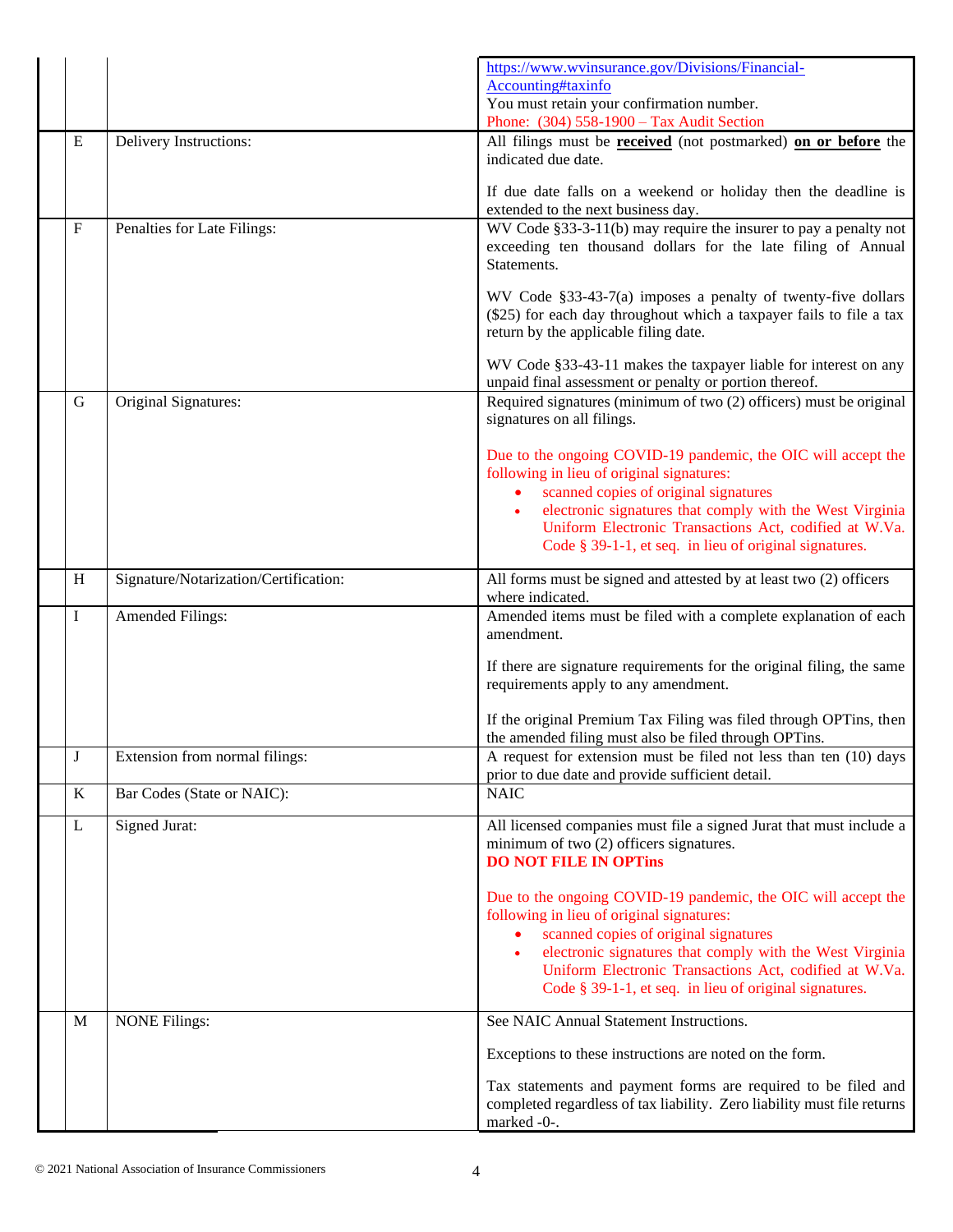| | | |
|---|---|---|
| | | https://www.wvinsurance.gov/Divisions/Financial-Accounting#taxinfo<br>You must retain your confirmation number.<br>Phone: (304) 558-1900 – Tax Audit Section |
| E | Delivery Instructions: | All filings must be **received** (not postmarked) **on or before** the indicated due date.<br><br>If due date falls on a weekend or holiday then the deadline is extended to the next business day. |
| F | Penalties for Late Filings: | WV Code §33-3-11(b) may require the insurer to pay a penalty not exceeding ten thousand dollars for the late filing of Annual Statements.<br><br>WV Code §33-43-7(a) imposes a penalty of twenty-five dollars ($25) for each day throughout which a taxpayer fails to file a tax return by the applicable filing date.<br><br>WV Code §33-43-11 makes the taxpayer liable for interest on any unpaid final assessment or penalty or portion thereof. |
| G | Original Signatures: | Required signatures (minimum of two (2) officers) must be original signatures on all filings.<br><br>Due to the ongoing COVID-19 pandemic, the OIC will accept the following in lieu of original signatures:<br>• scanned copies of original signatures<br>• electronic signatures that comply with the West Virginia Uniform Electronic Transactions Act, codified at W.Va. Code § 39-1-1, et seq. in lieu of original signatures. |
| H | Signature/Notarization/Certification: | All forms must be signed and attested by at least two (2) officers where indicated. |
| I | Amended Filings: | Amended items must be filed with a complete explanation of each amendment.<br><br>If there are signature requirements for the original filing, the same requirements apply to any amendment.<br><br>If the original Premium Tax Filing was filed through OPTins, then the amended filing must also be filed through OPTins. |
| J | Extension from normal filings: | A request for extension must be filed not less than ten (10) days prior to due date and provide sufficient detail. |
| K | Bar Codes (State or NAIC): | NAIC |
| L | Signed Jurat: | All licensed companies must file a signed Jurat that must include a minimum of two (2) officers signatures.<br>**DO NOT FILE IN OPTins**<br><br>Due to the ongoing COVID-19 pandemic, the OIC will accept the following in lieu of original signatures:<br>• scanned copies of original signatures<br>• electronic signatures that comply with the West Virginia Uniform Electronic Transactions Act, codified at W.Va. Code § 39-1-1, et seq. in lieu of original signatures. |
| M | NONE Filings: | See NAIC Annual Statement Instructions.<br><br>Exceptions to these instructions are noted on the form.<br><br>Tax statements and payment forms are required to be filed and completed regardless of tax liability. Zero liability must file returns marked -0-. |

© 2021 National Association of Insurance Commissioners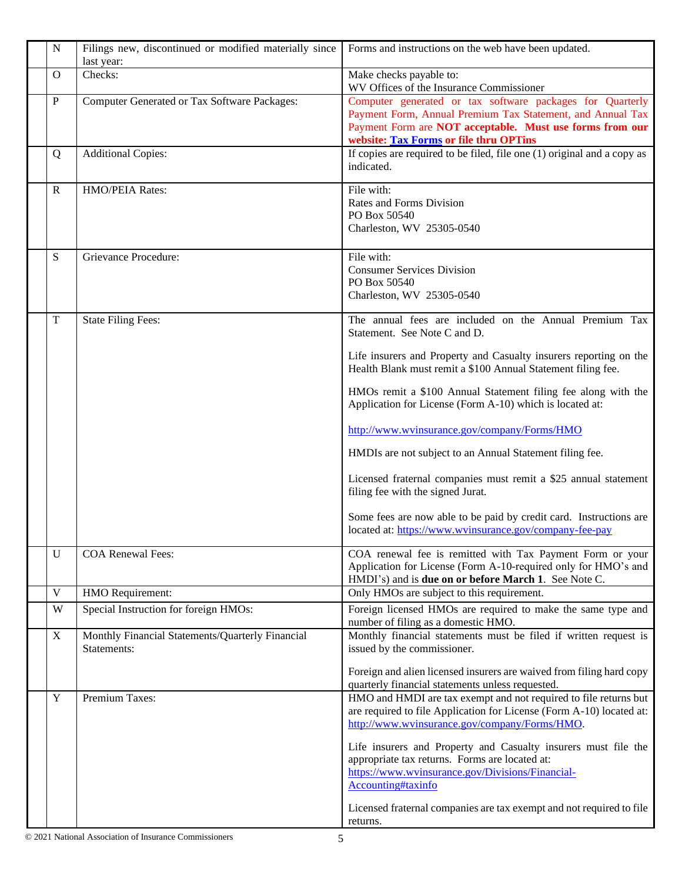| | | | |
|---|---|---|---|
| | N | Filings new, discontinued or modified materially since last year: | Forms and instructions on the web have been updated. |
| | O | Checks: | Make checks payable to:<br>WV Offices of the Insurance Commissioner |
| | P | Computer Generated or Tax Software Packages: | Computer generated or tax software packages for Quarterly Payment Form, Annual Premium Tax Statement, and Annual Tax Payment Form are **NOT acceptable. Must use forms from our website: Tax Forms or file thru OPTins** |
| | Q | Additional Copies: | If copies are required to be filed, file one (1) original and a copy as indicated. |
| | R | HMO/PEIA Rates: | File with:<br>Rates and Forms Division<br>PO Box 50540<br>Charleston, WV 25305-0540 |
| | S | Grievance Procedure: | File with:<br>Consumer Services Division<br>PO Box 50540<br>Charleston, WV 25305-0540 |
| | T | State Filing Fees: | The annual fees are included on the Annual Premium Tax Statement. See Note C and D.<br><br>Life insurers and Property and Casualty insurers reporting on the Health Blank must remit a $100 Annual Statement filing fee.<br><br>HMOs remit a $100 Annual Statement filing fee along with the Application for License (Form A-10) which is located at:<br><br>http://www.wvinsurance.gov/company/Forms/HMO<br><br>HMDIs are not subject to an Annual Statement filing fee.<br><br>Licensed fraternal companies must remit a $25 annual statement filing fee with the signed Jurat.<br><br>Some fees are now able to be paid by credit card. Instructions are located at: https://www.wvinsurance.gov/company-fee-pay |
| | U | COA Renewal Fees: | COA renewal fee is remitted with Tax Payment Form or your Application for License (Form A-10-required only for HMO's and HMDI's) and is **due on or before March 1**. See Note C. |
| | V | HMO Requirement: | Only HMOs are subject to this requirement. |
| | W | Special Instruction for foreign HMOs: | Foreign licensed HMOs are required to make the same type and number of filing as a domestic HMO. |
| | X | Monthly Financial Statements/Quarterly Financial Statements: | Monthly financial statements must be filed if written request is issued by the commissioner.<br><br>Foreign and alien licensed insurers are waived from filing hard copy quarterly financial statements unless requested. |
| | Y | Premium Taxes: | HMO and HMDI are tax exempt and not required to file returns but are required to file Application for License (Form A-10) located at: http://www.wvinsurance.gov/company/Forms/HMO.<br><br>Life insurers and Property and Casualty insurers must file the appropriate tax returns. Forms are located at: https://www.wvinsurance.gov/Divisions/Financial-Accounting#taxinfo<br><br>Licensed fraternal companies are tax exempt and not required to file returns. |

© 2021 National Association of Insurance Commissioners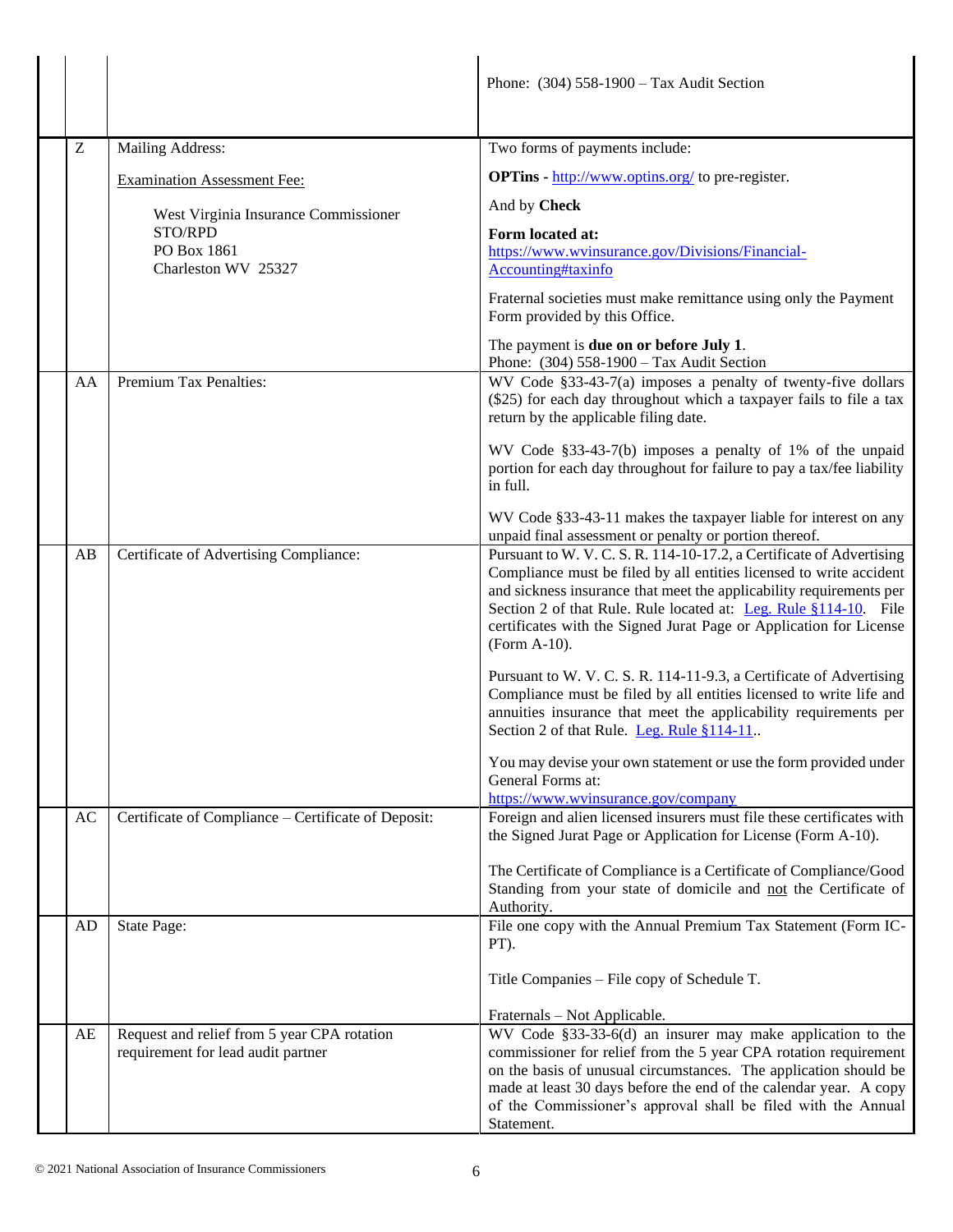| | | | |
|---|---|---|---|
| | | | Phone: (304) 558-1900 – Tax Audit Section |
| | Z | Mailing Address:<br><br><u>Examination Assessment Fee:</u><br><br>West Virginia Insurance Commissioner<br>STO/RPD<br>PO Box 1861<br>Charleston WV 25327 | Two forms of payments include:<br><br>**OPTins -** http://www.optins.org/ to pre-register.<br><br>And by **Check**<br><br>**Form located at:**<br>https://www.wvinsurance.gov/Divisions/Financial-Accounting#taxinfo<br><br>Fraternal societies must make remittance using only the Payment Form provided by this Office.<br><br>The payment is **due on or before July 1**.<br>Phone: (304) 558-1900 – Tax Audit Section |
| | AA | Premium Tax Penalties: | WV Code §33-43-7(a) imposes a penalty of twenty-five dollars ($25) for each day throughout which a taxpayer fails to file a tax return by the applicable filing date.<br><br>WV Code §33-43-7(b) imposes a penalty of 1% of the unpaid portion for each day throughout for failure to pay a tax/fee liability in full.<br><br>WV Code §33-43-11 makes the taxpayer liable for interest on any unpaid final assessment or penalty or portion thereof. |
| | AB | Certificate of Advertising Compliance: | Pursuant to W. V. C. S. R. 114-10-17.2, a Certificate of Advertising Compliance must be filed by all entities licensed to write accident and sickness insurance that meet the applicability requirements per Section 2 of that Rule. Rule located at: Leg. Rule §114-10. File certificates with the Signed Jurat Page or Application for License (Form A-10).<br><br>Pursuant to W. V. C. S. R. 114-11-9.3, a Certificate of Advertising Compliance must be filed by all entities licensed to write life and annuities insurance that meet the applicability requirements per Section 2 of that Rule. Leg. Rule §114-11..<br><br>You may devise your own statement or use the form provided under General Forms at:<br>https://www.wvinsurance.gov/company |
| | AC | Certificate of Compliance – Certificate of Deposit: | Foreign and alien licensed insurers must file these certificates with the Signed Jurat Page or Application for License (Form A-10).<br><br>The Certificate of Compliance is a Certificate of Compliance/Good Standing from your state of domicile and <u>not</u> the Certificate of Authority. |
| | AD | State Page: | File one copy with the Annual Premium Tax Statement (Form IC-PT).<br><br>Title Companies – File copy of Schedule T.<br><br>Fraternals – Not Applicable. |
| | AE | Request and relief from 5 year CPA rotation requirement for lead audit partner | WV Code §33-33-6(d) an insurer may make application to the commissioner for relief from the 5 year CPA rotation requirement on the basis of unusual circumstances. The application should be made at least 30 days before the end of the calendar year. A copy of the Commissioner's approval shall be filed with the Annual Statement. |

© 2021 National Association of Insurance Commissioners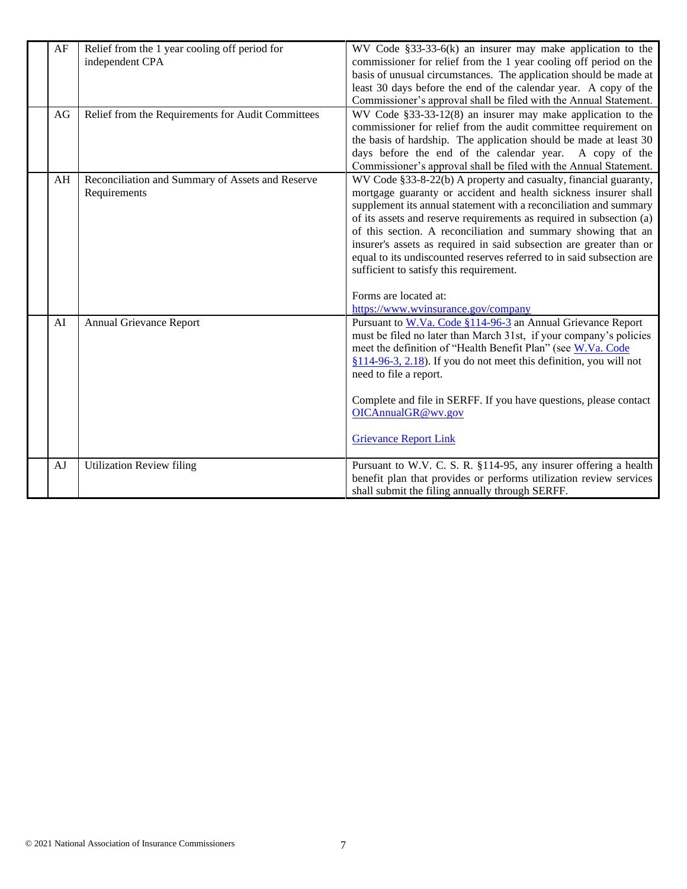| | | | |
|---|---|---|---|
| | AF | Relief from the 1 year cooling off period for independent CPA | WV Code §33-33-6(k) an insurer may make application to the commissioner for relief from the 1 year cooling off period on the basis of unusual circumstances. The application should be made at least 30 days before the end of the calendar year. A copy of the Commissioner's approval shall be filed with the Annual Statement. |
| | AG | Relief from the Requirements for Audit Committees | WV Code §33-33-12(8) an insurer may make application to the commissioner for relief from the audit committee requirement on the basis of hardship. The application should be made at least 30 days before the end of the calendar year. A copy of the Commissioner's approval shall be filed with the Annual Statement. |
| | AH | Reconciliation and Summary of Assets and Reserve Requirements | WV Code §33-8-22(b) A property and casualty, financial guaranty, mortgage guaranty or accident and health sickness insurer shall supplement its annual statement with a reconciliation and summary of its assets and reserve requirements as required in subsection (a) of this section. A reconciliation and summary showing that an insurer's assets as required in said subsection are greater than or equal to its undiscounted reserves referred to in said subsection are sufficient to satisfy this requirement.<br><br>Forms are located at:<br>https://www.wvinsurance.gov/company |
| | AI | Annual Grievance Report | Pursuant to W.Va. Code §114-96-3 an Annual Grievance Report must be filed no later than March 31st, if your company's policies meet the definition of "Health Benefit Plan" (see W.Va. Code §114-96-3, 2.18). If you do not meet this definition, you will not need to file a report.<br><br>Complete and file in SERFF. If you have questions, please contact OICAnnualGR@wv.gov<br><br>Grievance Report Link |
| | AJ | Utilization Review filing | Pursuant to W.V. C. S. R. §114-95, any insurer offering a health benefit plan that provides or performs utilization review services shall submit the filing annually through SERFF. |

© 2021 National Association of Insurance Commissioners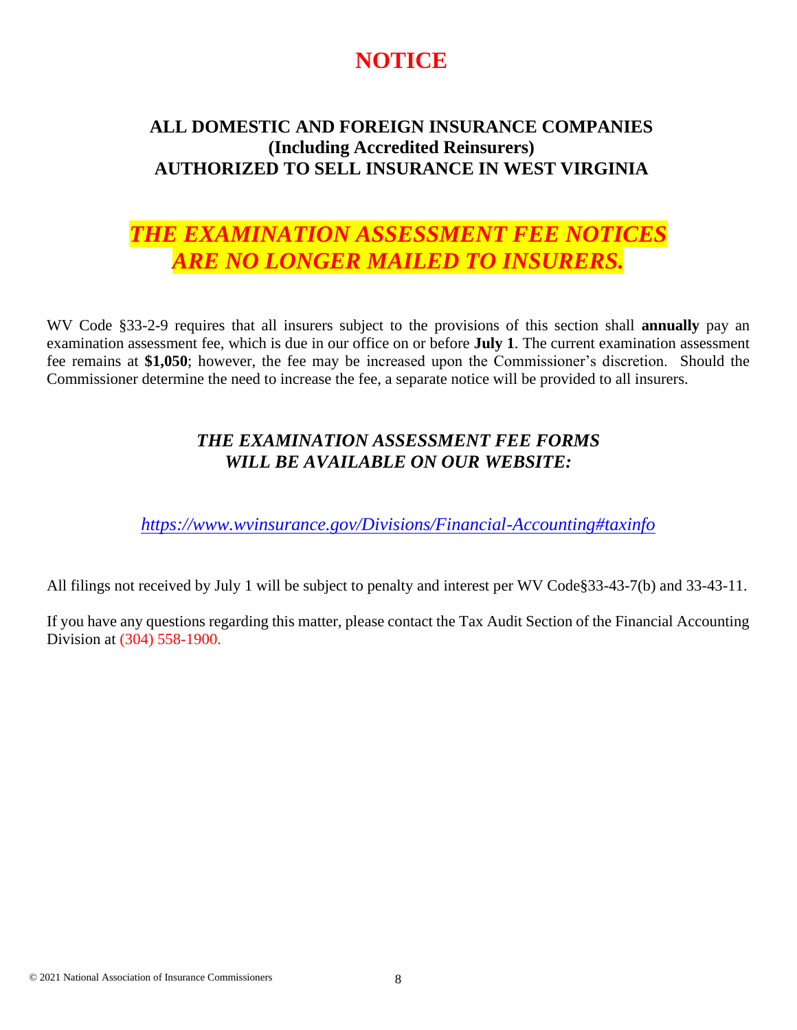# NOTICE

## ALL DOMESTIC AND FOREIGN INSURANCE COMPANIES
## (Including Accredited Reinsurers)
## AUTHORIZED TO SELL INSURANCE IN WEST VIRGINIA

## ***THE EXAMINATION ASSESSMENT FEE NOTICES ARE NO LONGER MAILED TO INSURERS.***

WV Code §33-2-9 requires that all insurers subject to the provisions of this section shall **annually** pay an examination assessment fee, which is due in our office on or before **July 1**. The current examination assessment fee remains at **$1,050**; however, the fee may be increased upon the Commissioner's discretion. Should the Commissioner determine the need to increase the fee, a separate notice will be provided to all insurers.

### ***THE EXAMINATION ASSESSMENT FEE FORMS WILL BE AVAILABLE ON OUR WEBSITE:***

*https://www.wvinsurance.gov/Divisions/Financial-Accounting#taxinfo*

All filings not received by July 1 will be subject to penalty and interest per WV Code§33-43-7(b) and 33-43-11.

If you have any questions regarding this matter, please contact the Tax Audit Section of the Financial Accounting Division at (304) 558-1900.

© 2021 National Association of Insurance Commissioners